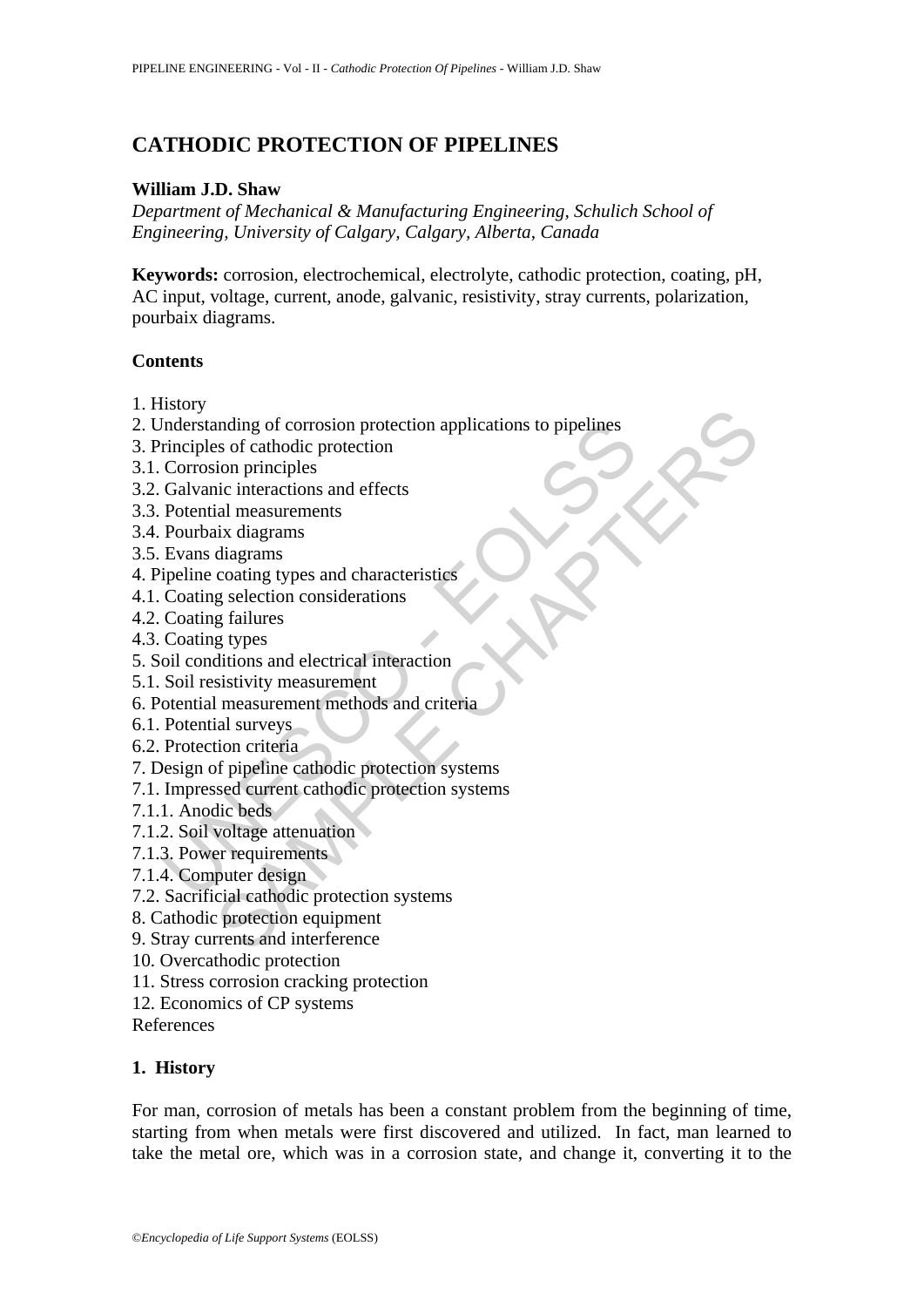# CATHODIC PROTECTION OF PIPELINES

**William J.D. Shaw**

*Department of Mechanical & Manufacturing Engineering, Schulich School of Engineering, University of Calgary, Calgary, Alberta, Canada*

**Keywords:** corrosion, electrochemical, electrolyte, cathodic protection, coating, pH, AC input, voltage, current, anode, galvanic, resistivity, stray currents, polarization, pourbaix diagrams.

**Contents**

1. History
2. Understanding of corrosion protection applications to pipelines
3. Principles of cathodic protection
3.1. Corrosion principles
3.2. Galvanic interactions and effects
3.3. Potential measurements
3.4. Pourbaix diagrams
3.5. Evans diagrams
4. Pipeline coating types and characteristics
4.1. Coating selection considerations
4.2. Coating failures
4.3. Coating types
5. Soil conditions and electrical interaction
5.1. Soil resistivity measurement
6. Potential measurement methods and criteria
6.1. Potential surveys
6.2. Protection criteria
7. Design of pipeline cathodic protection systems
7.1. Impressed current cathodic protection systems
7.1.1. Anodic beds
7.1.2. Soil voltage attenuation
7.1.3. Power requirements
7.1.4. Computer design
7.2. Sacrificial cathodic protection systems
8. Cathodic protection equipment
9. Stray currents and interference
10. Overcathodic protection
11. Stress corrosion cracking protection
12. Economics of CP systems

References

## 1. History

For man, corrosion of metals has been a constant problem from the beginning of time, starting from when metals were first discovered and utilized. In fact, man learned to take the metal ore, which was in a corrosion state, and change it, converting it to the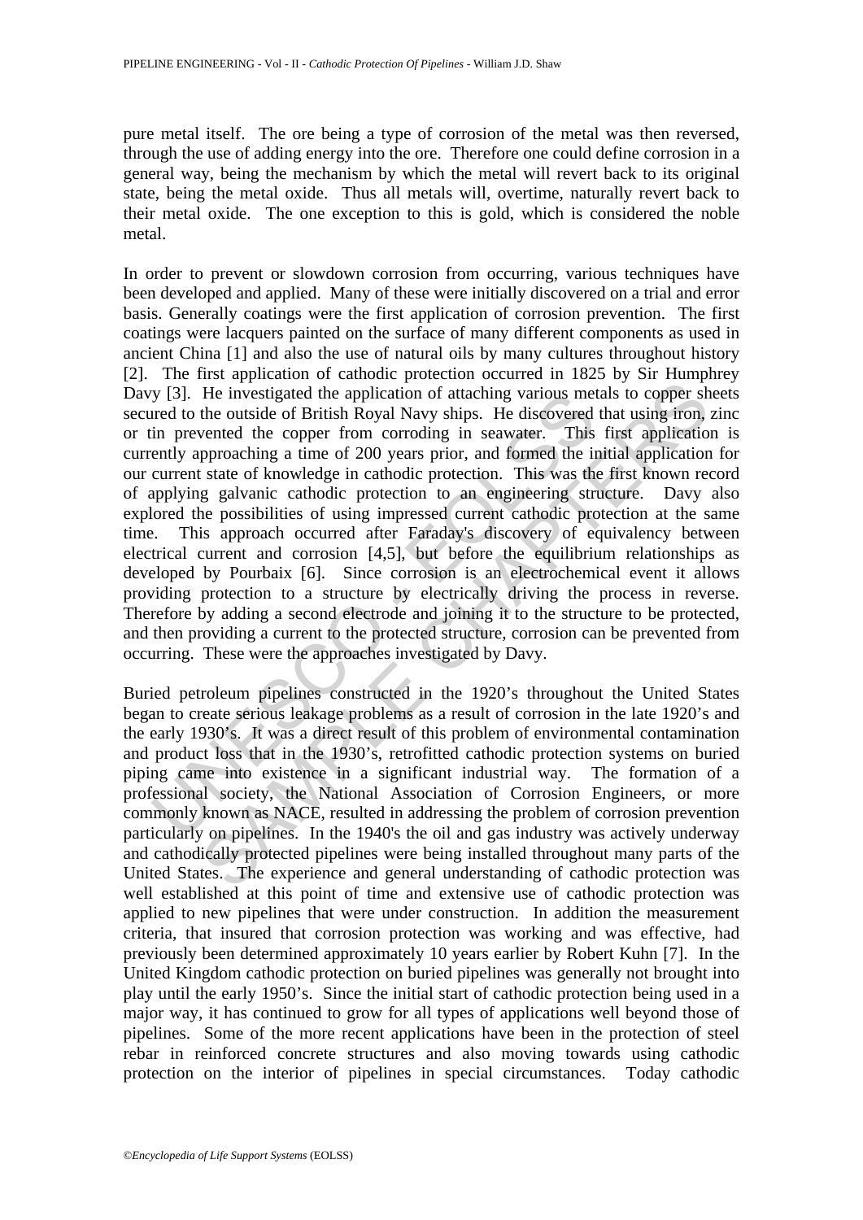pure metal itself. The ore being a type of corrosion of the metal was then reversed, through the use of adding energy into the ore. Therefore one could define corrosion in a general way, being the mechanism by which the metal will revert back to its original state, being the metal oxide. Thus all metals will, overtime, naturally revert back to their metal oxide. The one exception to this is gold, which is considered the noble metal.

In order to prevent or slowdown corrosion from occurring, various techniques have been developed and applied. Many of these were initially discovered on a trial and error basis. Generally coatings were the first application of corrosion prevention. The first coatings were lacquers painted on the surface of many different components as used in ancient China [1] and also the use of natural oils by many cultures throughout history [2]. The first application of cathodic protection occurred in 1825 by Sir Humphrey Davy [3]. He investigated the application of attaching various metals to copper sheets secured to the outside of British Royal Navy ships. He discovered that using iron, zinc or tin prevented the copper from corroding in seawater. This first application is currently approaching a time of 200 years prior, and formed the initial application for our current state of knowledge in cathodic protection. This was the first known record of applying galvanic cathodic protection to an engineering structure. Davy also explored the possibilities of using impressed current cathodic protection at the same time. This approach occurred after Faraday's discovery of equivalency between electrical current and corrosion [4,5], but before the equilibrium relationships as developed by Pourbaix [6]. Since corrosion is an electrochemical event it allows providing protection to a structure by electrically driving the process in reverse. Therefore by adding a second electrode and joining it to the structure to be protected, and then providing a current to the protected structure, corrosion can be prevented from occurring. These were the approaches investigated by Davy.

Buried petroleum pipelines constructed in the 1920's throughout the United States began to create serious leakage problems as a result of corrosion in the late 1920's and the early 1930's. It was a direct result of this problem of environmental contamination and product loss that in the 1930's, retrofitted cathodic protection systems on buried piping came into existence in a significant industrial way. The formation of a professional society, the National Association of Corrosion Engineers, or more commonly known as NACE, resulted in addressing the problem of corrosion prevention particularly on pipelines. In the 1940's the oil and gas industry was actively underway and cathodically protected pipelines were being installed throughout many parts of the United States. The experience and general understanding of cathodic protection was well established at this point of time and extensive use of cathodic protection was applied to new pipelines that were under construction. In addition the measurement criteria, that insured that corrosion protection was working and was effective, had previously been determined approximately 10 years earlier by Robert Kuhn [7]. In the United Kingdom cathodic protection on buried pipelines was generally not brought into play until the early 1950's. Since the initial start of cathodic protection being used in a major way, it has continued to grow for all types of applications well beyond those of pipelines. Some of the more recent applications have been in the protection of steel rebar in reinforced concrete structures and also moving towards using cathodic protection on the interior of pipelines in special circumstances. Today cathodic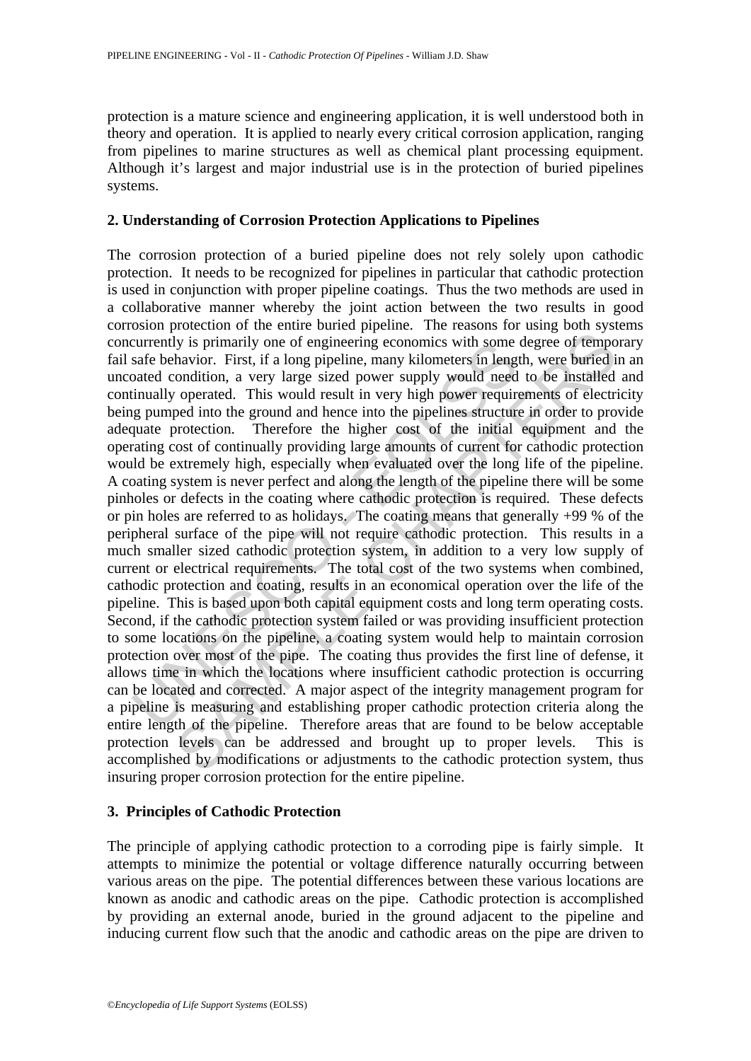protection is a mature science and engineering application, it is well understood both in theory and operation. It is applied to nearly every critical corrosion application, ranging from pipelines to marine structures as well as chemical plant processing equipment. Although it's largest and major industrial use is in the protection of buried pipelines systems.

## 2. Understanding of Corrosion Protection Applications to Pipelines

The corrosion protection of a buried pipeline does not rely solely upon cathodic protection. It needs to be recognized for pipelines in particular that cathodic protection is used in conjunction with proper pipeline coatings. Thus the two methods are used in a collaborative manner whereby the joint action between the two results in good corrosion protection of the entire buried pipeline. The reasons for using both systems concurrently is primarily one of engineering economics with some degree of temporary fail safe behavior. First, if a long pipeline, many kilometers in length, were buried in an uncoated condition, a very large sized power supply would need to be installed and continually operated. This would result in very high power requirements of electricity being pumped into the ground and hence into the pipelines structure in order to provide adequate protection. Therefore the higher cost of the initial equipment and the operating cost of continually providing large amounts of current for cathodic protection would be extremely high, especially when evaluated over the long life of the pipeline. A coating system is never perfect and along the length of the pipeline there will be some pinholes or defects in the coating where cathodic protection is required. These defects or pin holes are referred to as holidays. The coating means that generally +99 % of the peripheral surface of the pipe will not require cathodic protection. This results in a much smaller sized cathodic protection system, in addition to a very low supply of current or electrical requirements. The total cost of the two systems when combined, cathodic protection and coating, results in an economical operation over the life of the pipeline. This is based upon both capital equipment costs and long term operating costs. Second, if the cathodic protection system failed or was providing insufficient protection to some locations on the pipeline, a coating system would help to maintain corrosion protection over most of the pipe. The coating thus provides the first line of defense, it allows time in which the locations where insufficient cathodic protection is occurring can be located and corrected. A major aspect of the integrity management program for a pipeline is measuring and establishing proper cathodic protection criteria along the entire length of the pipeline. Therefore areas that are found to be below acceptable protection levels can be addressed and brought up to proper levels. This is accomplished by modifications or adjustments to the cathodic protection system, thus insuring proper corrosion protection for the entire pipeline.

## 3. Principles of Cathodic Protection

The principle of applying cathodic protection to a corroding pipe is fairly simple. It attempts to minimize the potential or voltage difference naturally occurring between various areas on the pipe. The potential differences between these various locations are known as anodic and cathodic areas on the pipe. Cathodic protection is accomplished by providing an external anode, buried in the ground adjacent to the pipeline and inducing current flow such that the anodic and cathodic areas on the pipe are driven to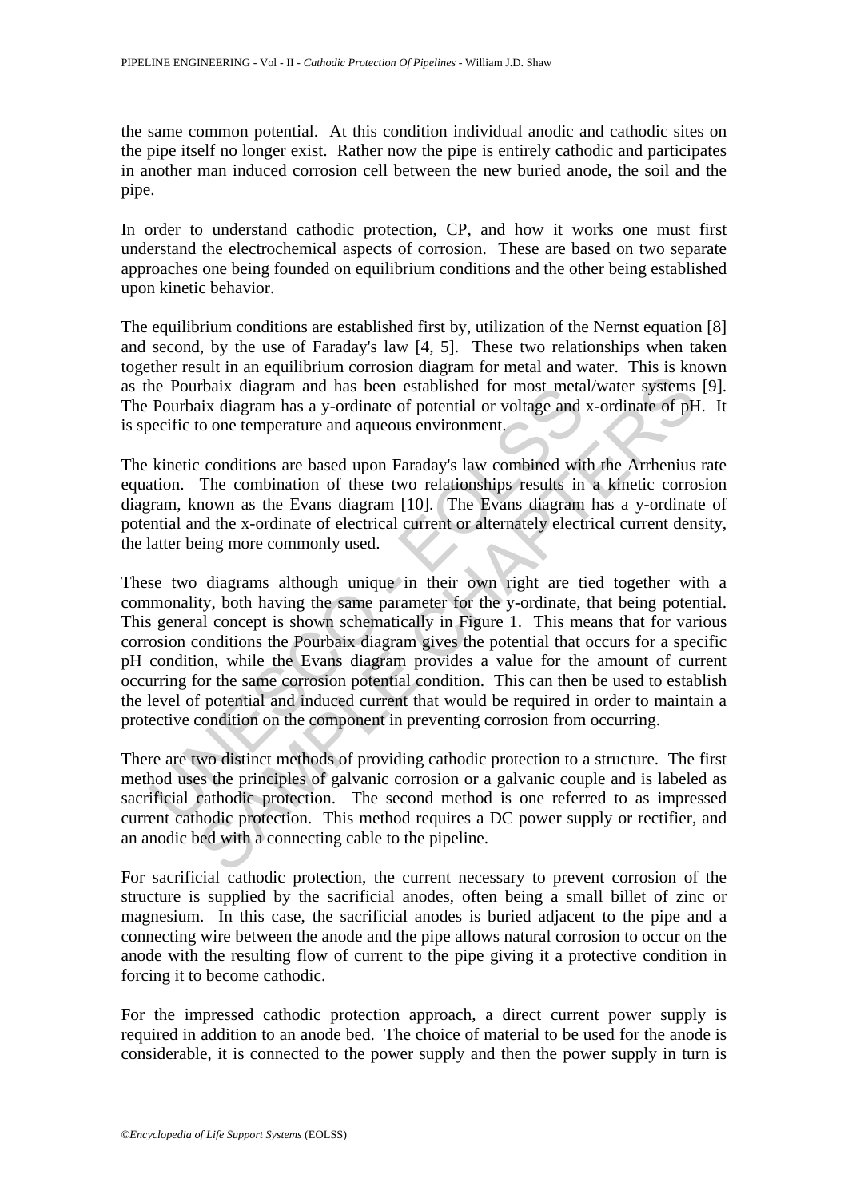the same common potential. At this condition individual anodic and cathodic sites on the pipe itself no longer exist. Rather now the pipe is entirely cathodic and participates in another man induced corrosion cell between the new buried anode, the soil and the pipe.

In order to understand cathodic protection, CP, and how it works one must first understand the electrochemical aspects of corrosion. These are based on two separate approaches one being founded on equilibrium conditions and the other being established upon kinetic behavior.

The equilibrium conditions are established first by, utilization of the Nernst equation [8] and second, by the use of Faraday's law [4, 5]. These two relationships when taken together result in an equilibrium corrosion diagram for metal and water. This is known as the Pourbaix diagram and has been established for most metal/water systems [9]. The Pourbaix diagram has a y-ordinate of potential or voltage and x-ordinate of pH. It is specific to one temperature and aqueous environment.

The kinetic conditions are based upon Faraday's law combined with the Arrhenius rate equation. The combination of these two relationships results in a kinetic corrosion diagram, known as the Evans diagram [10]. The Evans diagram has a y-ordinate of potential and the x-ordinate of electrical current or alternately electrical current density, the latter being more commonly used.

These two diagrams although unique in their own right are tied together with a commonality, both having the same parameter for the y-ordinate, that being potential. This general concept is shown schematically in Figure 1. This means that for various corrosion conditions the Pourbaix diagram gives the potential that occurs for a specific pH condition, while the Evans diagram provides a value for the amount of current occurring for the same corrosion potential condition. This can then be used to establish the level of potential and induced current that would be required in order to maintain a protective condition on the component in preventing corrosion from occurring.

There are two distinct methods of providing cathodic protection to a structure. The first method uses the principles of galvanic corrosion or a galvanic couple and is labeled as sacrificial cathodic protection. The second method is one referred to as impressed current cathodic protection. This method requires a DC power supply or rectifier, and an anodic bed with a connecting cable to the pipeline.

For sacrificial cathodic protection, the current necessary to prevent corrosion of the structure is supplied by the sacrificial anodes, often being a small billet of zinc or magnesium. In this case, the sacrificial anodes is buried adjacent to the pipe and a connecting wire between the anode and the pipe allows natural corrosion to occur on the anode with the resulting flow of current to the pipe giving it a protective condition in forcing it to become cathodic.

For the impressed cathodic protection approach, a direct current power supply is required in addition to an anode bed. The choice of material to be used for the anode is considerable, it is connected to the power supply and then the power supply in turn is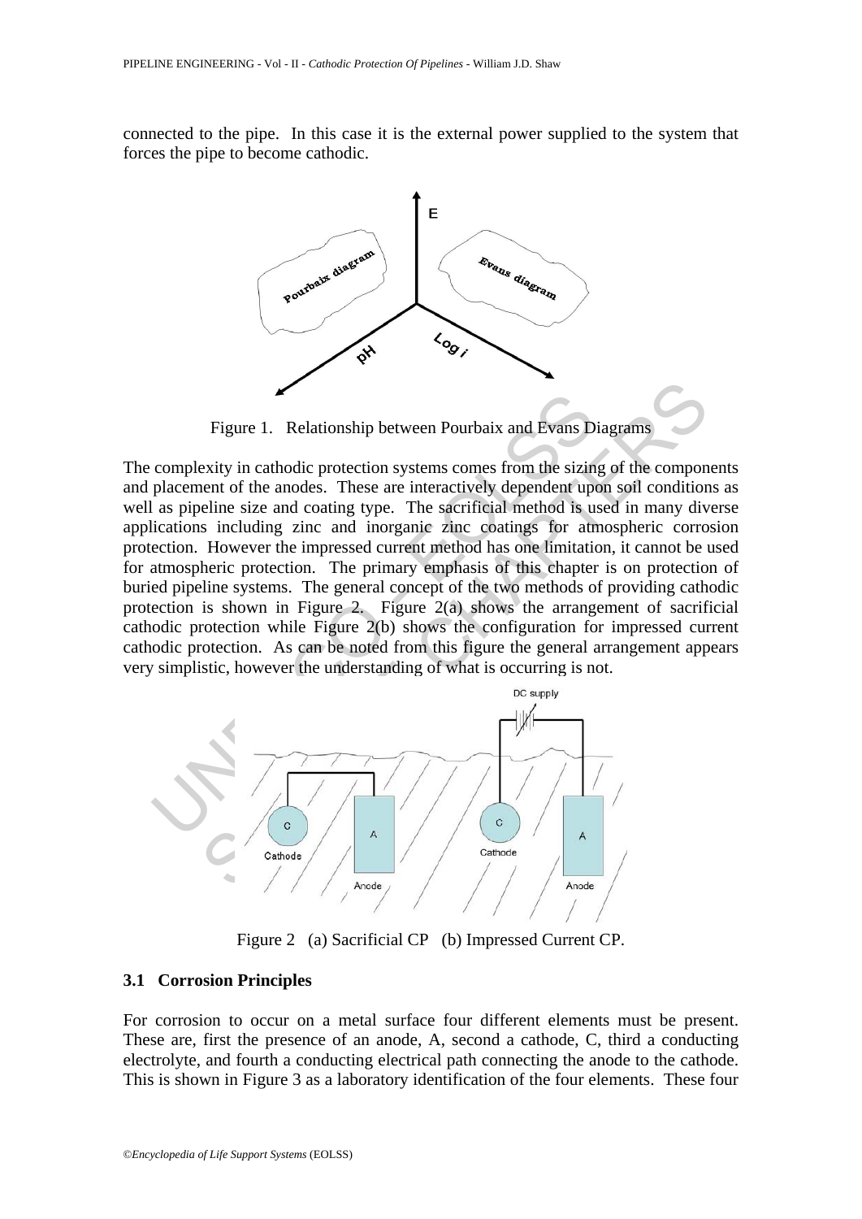connected to the pipe. In this case it is the external power supplied to the system that forces the pipe to become cathodic.

Figure 1. Relationship between Pourbaix and Evans Diagrams

The complexity in cathodic protection systems comes from the sizing of the components and placement of the anodes. These are interactively dependent upon soil conditions as well as pipeline size and coating type. The sacrificial method is used in many diverse applications including zinc and inorganic zinc coatings for atmospheric corrosion protection. However the impressed current method has one limitation, it cannot be used for atmospheric protection. The primary emphasis of this chapter is on protection of buried pipeline systems. The general concept of the two methods of providing cathodic protection is shown in Figure 2. Figure 2(a) shows the arrangement of sacrificial cathodic protection while Figure 2(b) shows the configuration for impressed current cathodic protection. As can be noted from this figure the general arrangement appears very simplistic, however the understanding of what is occurring is not.

Figure 2 (a) Sacrificial CP (b) Impressed Current CP.

### 3.1 Corrosion Principles

For corrosion to occur on a metal surface four different elements must be present. These are, first the presence of an anode, A, second a cathode, C, third a conducting electrolyte, and fourth a conducting electrical path connecting the anode to the cathode. This is shown in Figure 3 as a laboratory identification of the four elements. These four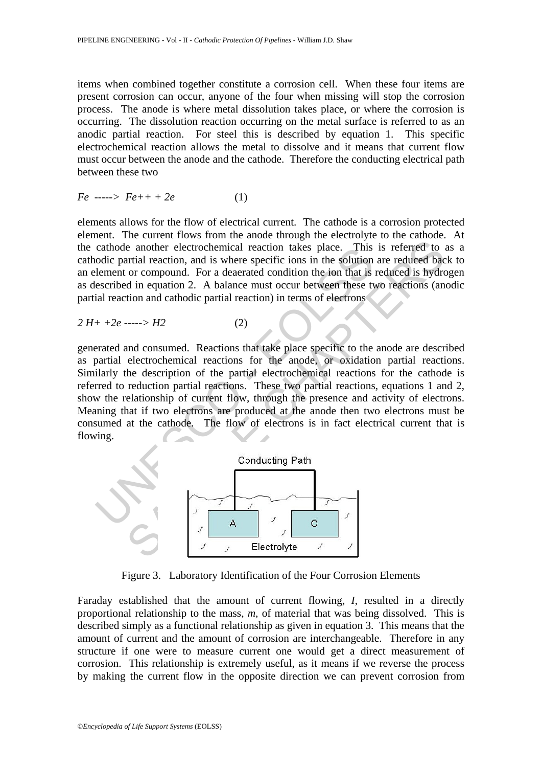items when combined together constitute a corrosion cell. When these four items are present corrosion can occur, anyone of the four when missing will stop the corrosion process. The anode is where metal dissolution takes place, or where the corrosion is occurring. The dissolution reaction occurring on the metal surface is referred to as an anodic partial reaction. For steel this is described by equation 1. This specific electrochemical reaction allows the metal to dissolve and it means that current flow must occur between the anode and the cathode. Therefore the conducting electrical path between these two

$$Fe \longrightarrow Fe^{++} + 2e \qquad (1)$$

elements allows for the flow of electrical current. The cathode is a corrosion protected element. The current flows from the anode through the electrolyte to the cathode. At the cathode another electrochemical reaction takes place. This is referred to as a cathodic partial reaction, and is where specific ions in the solution are reduced back to an element or compound. For a deaerated condition the ion that is reduced is hydrogen as described in equation 2. A balance must occur between these two reactions (anodic partial reaction and cathodic partial reaction) in terms of electrons

$$2H^{+} + 2e \longrightarrow H_2 \qquad (2)$$

generated and consumed. Reactions that take place specific to the anode are described as partial electrochemical reactions for the anode, or oxidation partial reactions. Similarly the description of the partial electrochemical reactions for the cathode is referred to reduction partial reactions. These two partial reactions, equations 1 and 2, show the relationship of current flow, through the presence and activity of electrons. Meaning that if two electrons are produced at the anode then two electrons must be consumed at the cathode. The flow of electrons is in fact electrical current that is flowing.

Figure 3. Laboratory Identification of the Four Corrosion Elements

Faraday established that the amount of current flowing, $I$, resulted in a directly proportional relationship to the mass, $m$, of material that was being dissolved. This is described simply as a functional relationship as given in equation 3. This means that the amount of current and the amount of corrosion are interchangeable. Therefore in any structure if one were to measure current one would get a direct measurement of corrosion. This relationship is extremely useful, as it means if we reverse the process by making the current flow in the opposite direction we can prevent corrosion from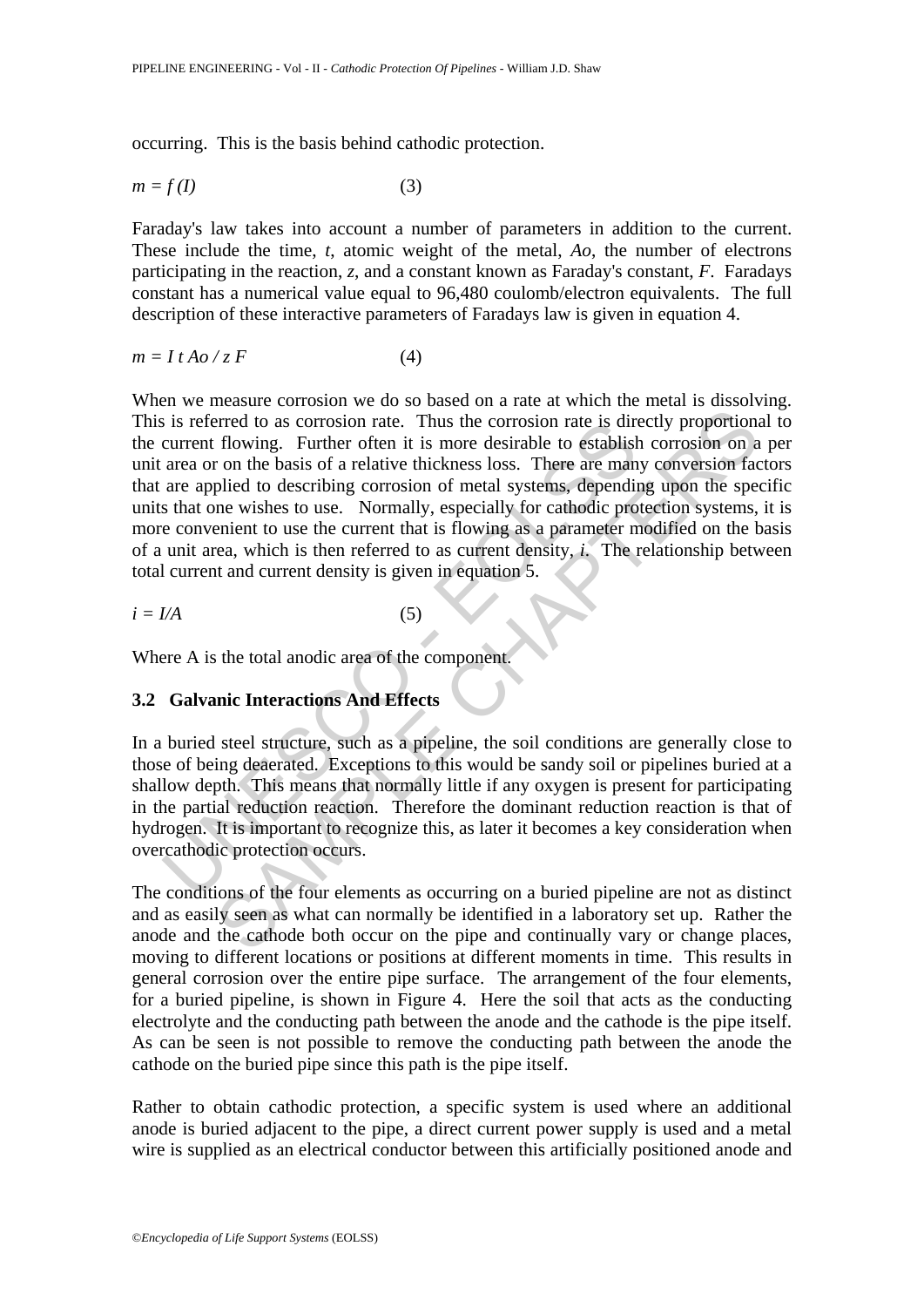occurring. This is the basis behind cathodic protection.

$$m = f(I) \qquad (3)$$

Faraday's law takes into account a number of parameters in addition to the current. These include the time, *t*, atomic weight of the metal, *Ao*, the number of electrons participating in the reaction, *z*, and a constant known as Faraday's constant, *F*. Faradays constant has a numerical value equal to 96,480 coulomb/electron equivalents. The full description of these interactive parameters of Faradays law is given in equation 4.

$$m = I\, t\, Ao / z\, F \qquad (4)$$

When we measure corrosion we do so based on a rate at which the metal is dissolving. This is referred to as corrosion rate. Thus the corrosion rate is directly proportional to the current flowing. Further often it is more desirable to establish corrosion on a per unit area or on the basis of a relative thickness loss. There are many conversion factors that are applied to describing corrosion of metal systems, depending upon the specific units that one wishes to use. Normally, especially for cathodic protection systems, it is more convenient to use the current that is flowing as a parameter modified on the basis of a unit area, which is then referred to as current density, *i*. The relationship between total current and current density is given in equation 5.

$$i = I/A \qquad (5)$$

Where A is the total anodic area of the component.

### 3.2 Galvanic Interactions And Effects

In a buried steel structure, such as a pipeline, the soil conditions are generally close to those of being deaerated. Exceptions to this would be sandy soil or pipelines buried at a shallow depth. This means that normally little if any oxygen is present for participating in the partial reduction reaction. Therefore the dominant reduction reaction is that of hydrogen. It is important to recognize this, as later it becomes a key consideration when overcathodic protection occurs.

The conditions of the four elements as occurring on a buried pipeline are not as distinct and as easily seen as what can normally be identified in a laboratory set up. Rather the anode and the cathode both occur on the pipe and continually vary or change places, moving to different locations or positions at different moments in time. This results in general corrosion over the entire pipe surface. The arrangement of the four elements, for a buried pipeline, is shown in Figure 4. Here the soil that acts as the conducting electrolyte and the conducting path between the anode and the cathode is the pipe itself. As can be seen is not possible to remove the conducting path between the anode the cathode on the buried pipe since this path is the pipe itself.

Rather to obtain cathodic protection, a specific system is used where an additional anode is buried adjacent to the pipe, a direct current power supply is used and a metal wire is supplied as an electrical conductor between this artificially positioned anode and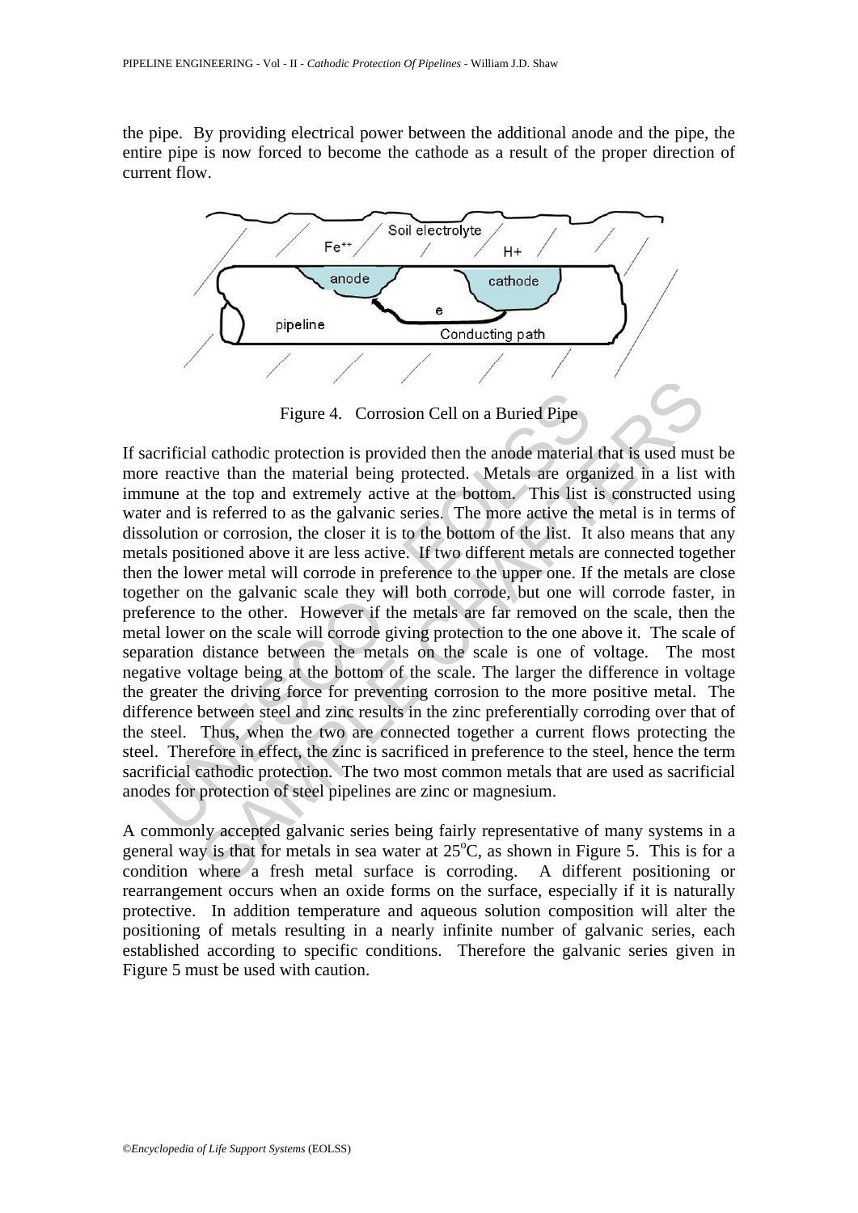the pipe. By providing electrical power between the additional anode and the pipe, the entire pipe is now forced to become the cathode as a result of the proper direction of current flow.

Figure 4. Corrosion Cell on a Buried Pipe

If sacrificial cathodic protection is provided then the anode material that is used must be more reactive than the material being protected. Metals are organized in a list with immune at the top and extremely active at the bottom. This list is constructed using water and is referred to as the galvanic series. The more active the metal is in terms of dissolution or corrosion, the closer it is to the bottom of the list. It also means that any metals positioned above it are less active. If two different metals are connected together then the lower metal will corrode in preference to the upper one. If the metals are close together on the galvanic scale they will both corrode, but one will corrode faster, in preference to the other. However if the metals are far removed on the scale, then the metal lower on the scale will corrode giving protection to the one above it. The scale of separation distance between the metals on the scale is one of voltage. The most negative voltage being at the bottom of the scale. The larger the difference in voltage the greater the driving force for preventing corrosion to the more positive metal. The difference between steel and zinc results in the zinc preferentially corroding over that of the steel. Thus, when the two are connected together a current flows protecting the steel. Therefore in effect, the zinc is sacrificed in preference to the steel, hence the term sacrificial cathodic protection. The two most common metals that are used as sacrificial anodes for protection of steel pipelines are zinc or magnesium.

A commonly accepted galvanic series being fairly representative of many systems in a general way is that for metals in sea water at 25°C, as shown in Figure 5. This is for a condition where a fresh metal surface is corroding. A different positioning or rearrangement occurs when an oxide forms on the surface, especially if it is naturally protective. In addition temperature and aqueous solution composition will alter the positioning of metals resulting in a nearly infinite number of galvanic series, each established according to specific conditions. Therefore the galvanic series given in Figure 5 must be used with caution.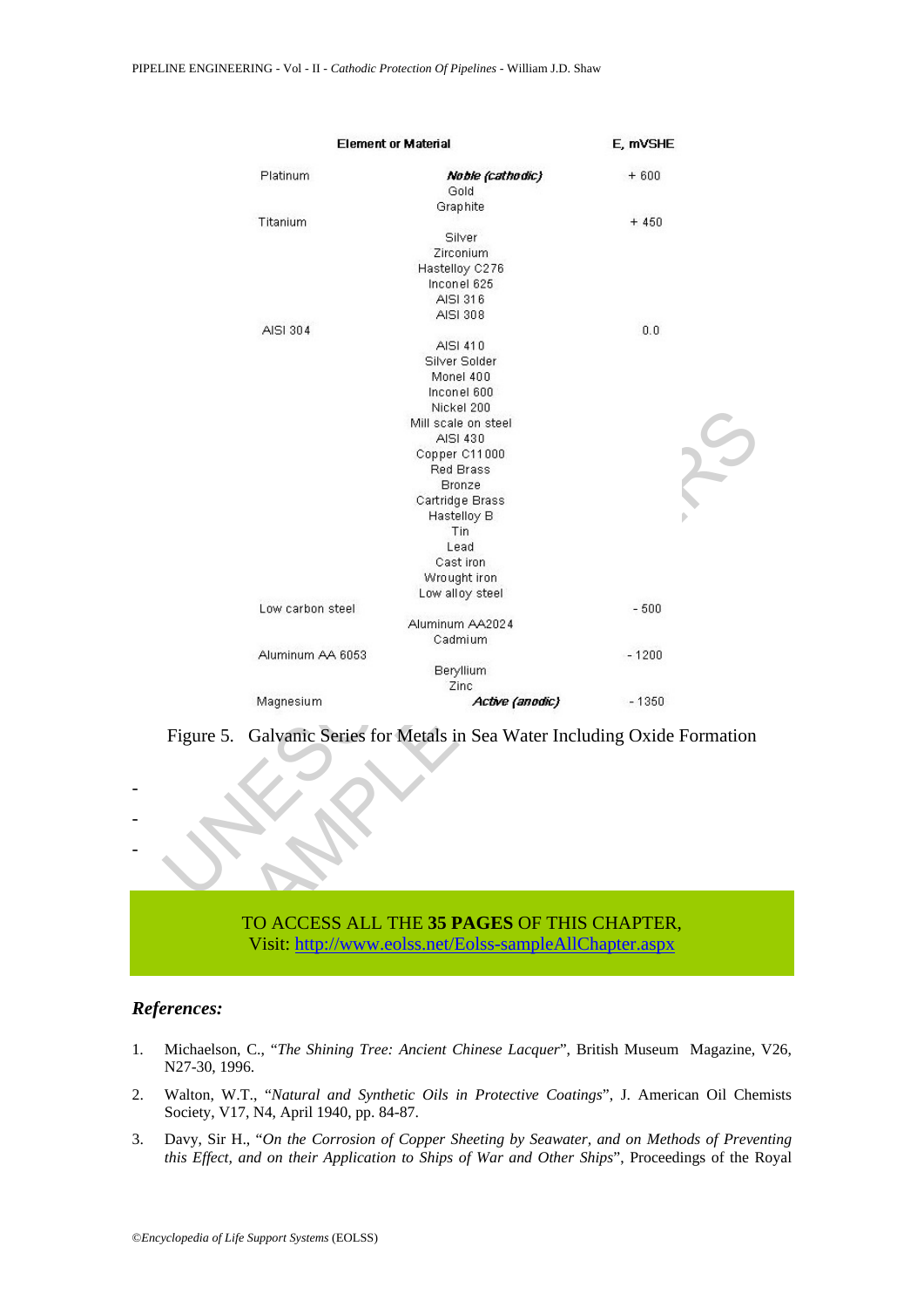| Element or Material | | E, mVSHE |
|---|---|---|
| Platinum | ***Noble (cathodic)*** | + 600 |
| | Gold | |
| | Graphite | |
| Titanium | | + 450 |
| | Silver | |
| | Zirconium | |
| | Hastelloy C276 | |
| | Inconel 625 | |
| | AISI 316 | |
| | AISI 308 | |
| AISI 304 | | 0.0 |
| | AISI 410 | |
| | Silver Solder | |
| | Monel 400 | |
| | Inconel 600 | |
| | Nickel 200 | |
| | Mill scale on steel | |
| | AISI 430 | |
| | Copper C11000 | |
| | Red Brass | |
| | Bronze | |
| | Cartridge Brass | |
| | Hastelloy B | |
| | Tin | |
| | Lead | |
| | Cast iron | |
| | Wrought iron | |
| | Low alloy steel | |
| Low carbon steel | | - 500 |
| | Aluminum AA2024 | |
| | Cadmium | |
| Aluminum AA 6053 | | - 1200 |
| | Beryllium | |
| | Zinc | |
| Magnesium | ***Active (anodic)*** | - 1350 |

Figure 5. Galvanic Series for Metals in Sea Water Including Oxide Formation

-
-
-

TO ACCESS ALL THE **35 PAGES** OF THIS CHAPTER,
Visit: http://www.eolss.net/Eolss-sampleAllChapter.aspx

## *References:*

1. Michaelson, C., "*The Shining Tree: Ancient Chinese Lacquer*", British Museum Magazine, V26, N27-30, 1996.
2. Walton, W.T., "*Natural and Synthetic Oils in Protective Coatings*", J. American Oil Chemists Society, V17, N4, April 1940, pp. 84-87.
3. Davy, Sir H., "*On the Corrosion of Copper Sheeting by Seawater, and on Methods of Preventing this Effect, and on their Application to Ships of War and Other Ships*", Proceedings of the Royal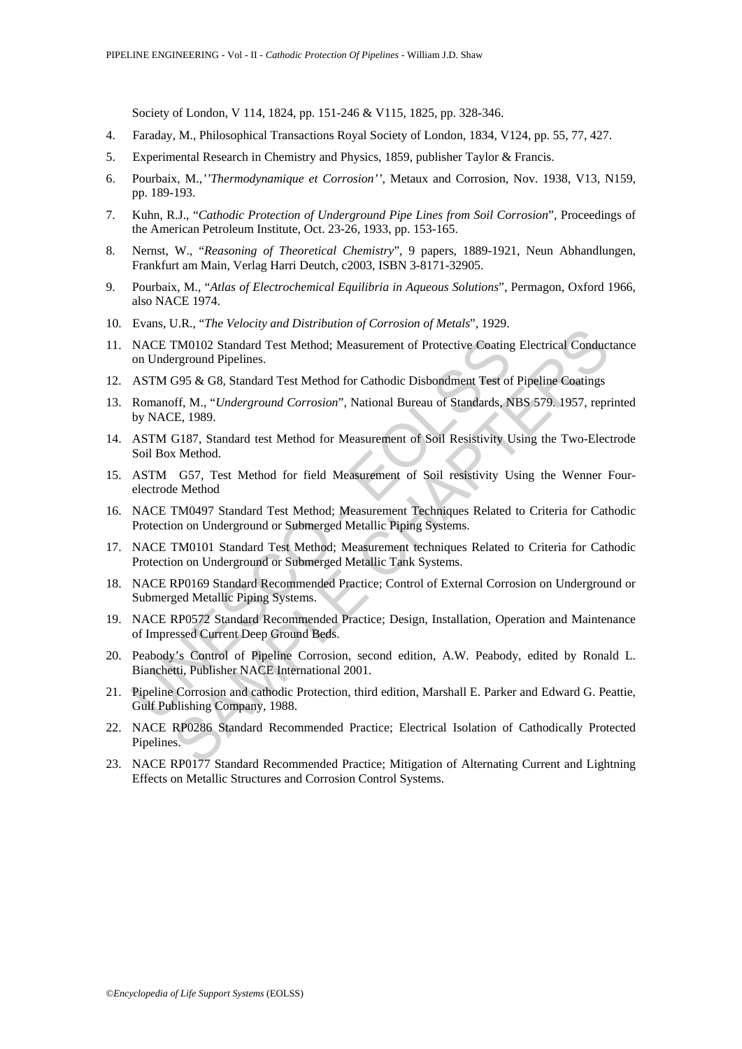Society of London, V 114, 1824, pp. 151-246 & V115, 1825, pp. 328-346.

4. Faraday, M., Philosophical Transactions Royal Society of London, 1834, V124, pp. 55, 77, 427.
5. Experimental Research in Chemistry and Physics, 1859, publisher Taylor & Francis.
6. Pourbaix, M.,*''Thermodynamique et Corrosion''*, Metaux and Corrosion, Nov. 1938, V13, N159, pp. 189-193.
7. Kuhn, R.J., "*Cathodic Protection of Underground Pipe Lines from Soil Corrosion*", Proceedings of the American Petroleum Institute, Oct. 23-26, 1933, pp. 153-165.
8. Nernst, W., "*Reasoning of Theoretical Chemistry*", 9 papers, 1889-1921, Neun Abhandlungen, Frankfurt am Main, Verlag Harri Deutch, c2003, ISBN 3-8171-32905.
9. Pourbaix, M., "*Atlas of Electrochemical Equilibria in Aqueous Solutions*", Permagon, Oxford 1966, also NACE 1974.
10. Evans, U.R., "*The Velocity and Distribution of Corrosion of Metals*", 1929.
11. NACE TM0102 Standard Test Method; Measurement of Protective Coating Electrical Conductance on Underground Pipelines.
12. ASTM G95 & G8, Standard Test Method for Cathodic Disbondment Test of Pipeline Coatings
13. Romanoff, M., "*Underground Corrosion*", National Bureau of Standards, NBS 579. 1957, reprinted by NACE, 1989.
14. ASTM G187, Standard test Method for Measurement of Soil Resistivity Using the Two-Electrode Soil Box Method.
15. ASTM G57, Test Method for field Measurement of Soil resistivity Using the Wenner Four-electrode Method
16. NACE TM0497 Standard Test Method; Measurement Techniques Related to Criteria for Cathodic Protection on Underground or Submerged Metallic Piping Systems.
17. NACE TM0101 Standard Test Method; Measurement techniques Related to Criteria for Cathodic Protection on Underground or Submerged Metallic Tank Systems.
18. NACE RP0169 Standard Recommended Practice; Control of External Corrosion on Underground or Submerged Metallic Piping Systems.
19. NACE RP0572 Standard Recommended Practice; Design, Installation, Operation and Maintenance of Impressed Current Deep Ground Beds.
20. Peabody's Control of Pipeline Corrosion, second edition, A.W. Peabody, edited by Ronald L. Bianchetti, Publisher NACE International 2001.
21. Pipeline Corrosion and cathodic Protection, third edition, Marshall E. Parker and Edward G. Peattie, Gulf Publishing Company, 1988.
22. NACE RP0286 Standard Recommended Practice; Electrical Isolation of Cathodically Protected Pipelines.
23. NACE RP0177 Standard Recommended Practice; Mitigation of Alternating Current and Lightning Effects on Metallic Structures and Corrosion Control Systems.